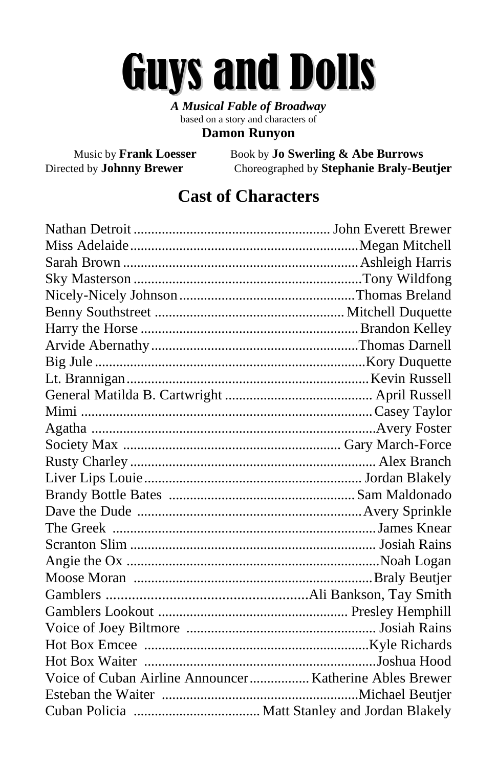# Guys and Dolls

***A Musical Fable of Broadway***
based on a story and characters of
**Damon Runyon**

Music by **Frank Loesser**
Book by **Jo Swerling & Abe Burrows**
Directed by **Johnny Brewer**
Choreographed by **Stephanie Braly-Beutjer**

## Cast of Characters

Nathan Detroit .......... John Everett Brewer
Miss Adelaide .......... Megan Mitchell
Sarah Brown .......... Ashleigh Harris
Sky Masterson .......... Tony Wildfong
Nicely-Nicely Johnson .......... Thomas Breland
Benny Southstreet .......... Mitchell Duquette
Harry the Horse .......... Brandon Kelley
Arvide Abernathy .......... Thomas Darnell
Big Jule .......... Kory Duquette
Lt. Brannigan .......... Kevin Russell
General Matilda B. Cartwright .......... April Russell
Mimi .......... Casey Taylor
Agatha .......... Avery Foster
Society Max .......... Gary March-Force
Rusty Charley .......... Alex Branch
Liver Lips Louie .......... Jordan Blakely
Brandy Bottle Bates .......... Sam Maldonado
Dave the Dude .......... Avery Sprinkle
The Greek .......... James Knear
Scranton Slim .......... Josiah Rains
Angie the Ox .......... Noah Logan
Moose Moran .......... Braly Beutjer
Gamblers .......... Ali Bankson, Tay Smith
Gamblers Lookout .......... Presley Hemphill
Voice of Joey Biltmore .......... Josiah Rains
Hot Box Emcee .......... Kyle Richards
Hot Box Waiter .......... Joshua Hood
Voice of Cuban Airline Announcer .......... Katherine Ables Brewer
Esteban the Waiter .......... Michael Beutjer
Cuban Policia .......... Matt Stanley and Jordan Blakely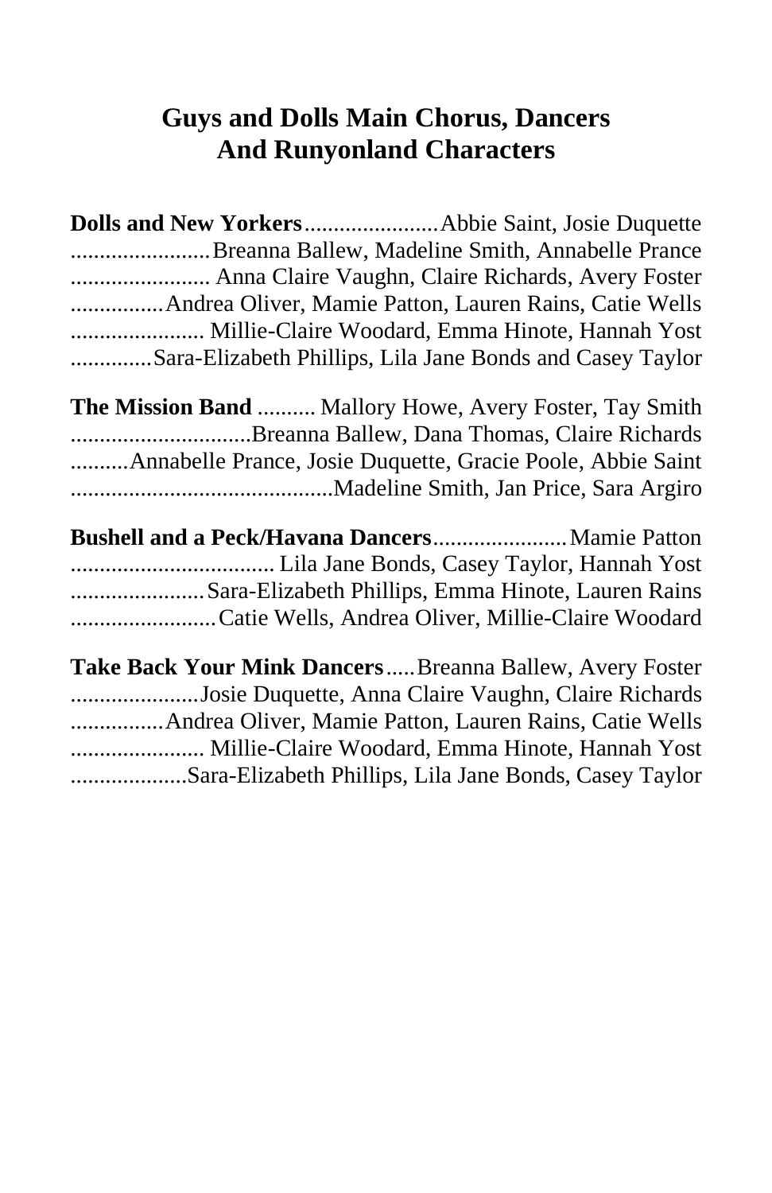# Guys and Dolls Main Chorus, Dancers And Runyonland Characters

**Dolls and New Yorkers**.......................Abbie Saint, Josie Duquette
........................Breanna Ballew, Madeline Smith, Annabelle Prance
........................ Anna Claire Vaughn, Claire Richards, Avery Foster
................Andrea Oliver, Mamie Patton, Lauren Rains, Catie Wells
....................... Millie-Claire Woodard, Emma Hinote, Hannah Yost
..............Sara-Elizabeth Phillips, Lila Jane Bonds and Casey Taylor

**The Mission Band** .......... Mallory Howe, Avery Foster, Tay Smith
...............................Breanna Ballew, Dana Thomas, Claire Richards
..........Annabelle Prance, Josie Duquette, Gracie Poole, Abbie Saint
.............................................Madeline Smith, Jan Price, Sara Argiro

**Bushell and a Peck/Havana Dancers**.......................Mamie Patton
................................... Lila Jane Bonds, Casey Taylor, Hannah Yost
.......................Sara-Elizabeth Phillips, Emma Hinote, Lauren Rains
.........................Catie Wells, Andrea Oliver, Millie-Claire Woodard

**Take Back Your Mink Dancers**.....Breanna Ballew, Avery Foster
......................Josie Duquette, Anna Claire Vaughn, Claire Richards
................Andrea Oliver, Mamie Patton, Lauren Rains, Catie Wells
....................... Millie-Claire Woodard, Emma Hinote, Hannah Yost
....................Sara-Elizabeth Phillips, Lila Jane Bonds, Casey Taylor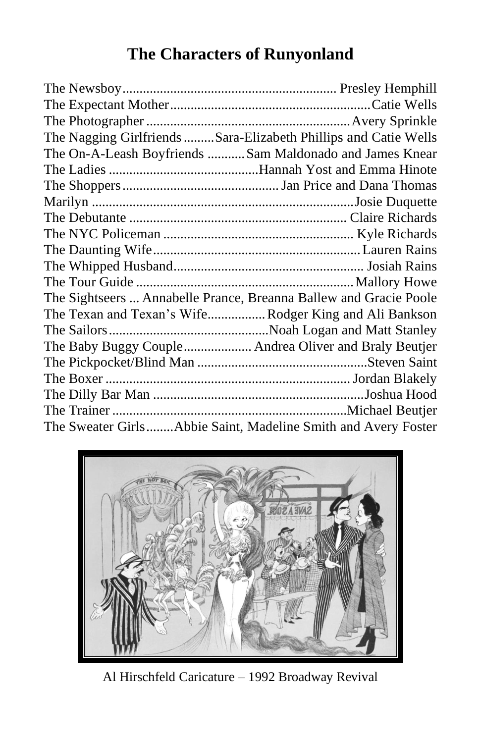# The Characters of Runyonland

The Newsboy.............................................................. Presley Hemphill
The Expectant Mother..........................................................Catie Wells
The Photographer ...........................................................Avery Sprinkle
The Nagging Girlfriends .........Sara-Elizabeth Phillips and Catie Wells
The On-A-Leash Boyfriends ...........Sam Maldonado and James Knear
The Ladies ...........................................Hannah Yost and Emma Hinote
The Shoppers............................................... Jan Price and Dana Thomas
Marilyn ............................................................................Josie Duquette
The Debutante ................................................................ Claire Richards
The NYC Policeman ........................................................ Kyle Richards
The Daunting Wife............................................................Lauren Rains
The Whipped Husband........................................................ Josiah Rains
The Tour Guide ...............................................................Mallory Howe
The Sightseers ... Annabelle Prance, Breanna Ballew and Gracie Poole
The Texan and Texan's Wife.................Rodger King and Ali Bankson
The Sailors...............................................Noah Logan and Matt Stanley
The Baby Buggy Couple.................... Andrea Oliver and Braly Beutjer
The Pickpocket/Blind Man .................................................Steven Saint
The Boxer ....................................................................... Jordan Blakely
The Dilly Bar Man ............................................................Joshua Hood
The Trainer ....................................................................Michael Beutjer
The Sweater Girls........Abbie Saint, Madeline Smith and Avery Foster

Al Hirschfeld Caricature – 1992 Broadway Revival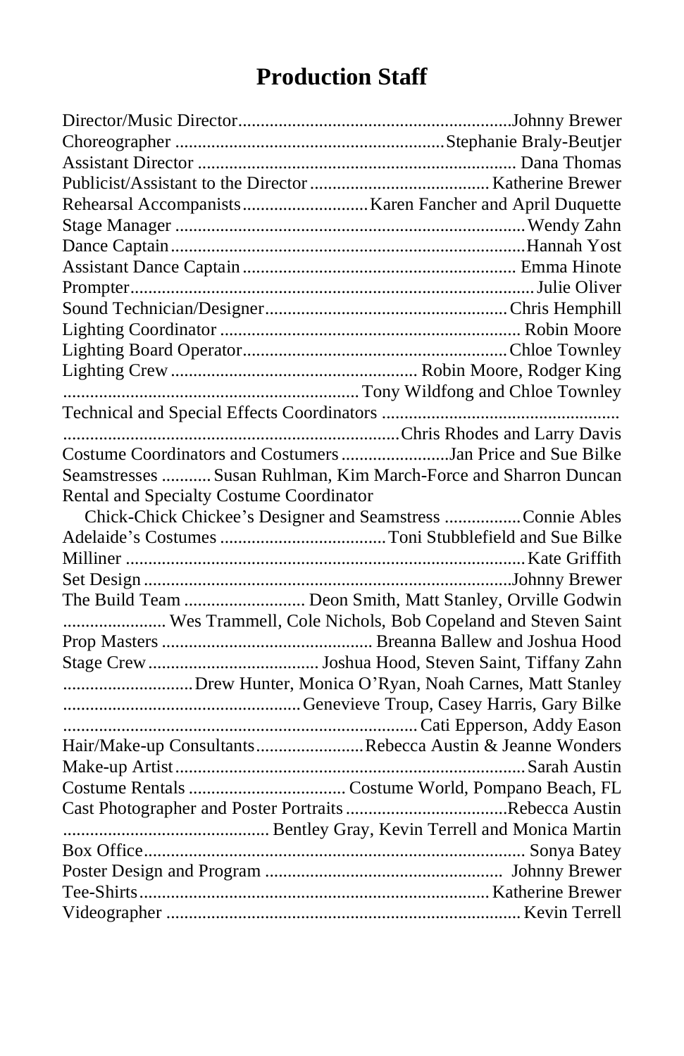# Production Staff

Director/Music Director............................................................Johnny Brewer
Choreographer ...........................................................Stephanie Braly-Beutjer
Assistant Director ....................................................................... Dana Thomas
Publicist/Assistant to the Director ........................................ Katherine Brewer
Rehearsal Accompanists............................Karen Fancher and April Duquette
Stage Manager .............................................................................Wendy Zahn
Dance Captain..............................................................................Hannah Yost
Assistant Dance Captain ............................................................ Emma Hinote
Prompter.........................................................................................Julie Oliver
Sound Technician/Designer......................................................Chris Hemphill
Lighting Coordinator ................................................................... Robin Moore
Lighting Board Operator...........................................................Chloe Townley
Lighting Crew ...................................................... Robin Moore, Rodger King
................................................................. Tony Wildfong and Chloe Townley
Technical and Special Effects Coordinators .....................................................
..........................................................................Chris Rhodes and Larry Davis
Costume Coordinators and Costumers ........................Jan Price and Sue Bilke
Seamstresses ........... Susan Ruhlman, Kim March-Force and Sharron Duncan
Rental and Specialty Costume Coordinator
Chick-Chick Chickee's Designer and Seamstress .................Connie Ables
Adelaide's Costumes .....................................Toni Stubblefield and Sue Bilke
Milliner .........................................................................................Kate Griffith
Set Design ..................................................................................Johnny Brewer
The Build Team ........................... Deon Smith, Matt Stanley, Orville Godwin
....................... Wes Trammell, Cole Nichols, Bob Copeland and Steven Saint
Prop Masters ............................................... Breanna Ballew and Joshua Hood
Stage Crew ...................................... Joshua Hood, Steven Saint, Tiffany Zahn
.............................Drew Hunter, Monica O'Ryan, Noah Carnes, Matt Stanley
....................................................Genevieve Troup, Casey Harris, Gary Bilke
..............................................................................Cati Epperson, Addy Eason
Hair/Make-up Consultants........................Rebecca Austin & Jeanne Wonders
Make-up Artist.............................................................................Sarah Austin
Costume Rentals ................................... Costume World, Pompano Beach, FL
Cast Photographer and Poster Portraits ....................................Rebecca Austin
.............................................. Bentley Gray, Kevin Terrell and Monica Martin
Box Office..................................................................................... Sonya Batey
Poster Design and Program ..................................................... Johnny Brewer
Tee-Shirts.................................................................................Katherine Brewer
Videographer ..............................................................................Kevin Terrell